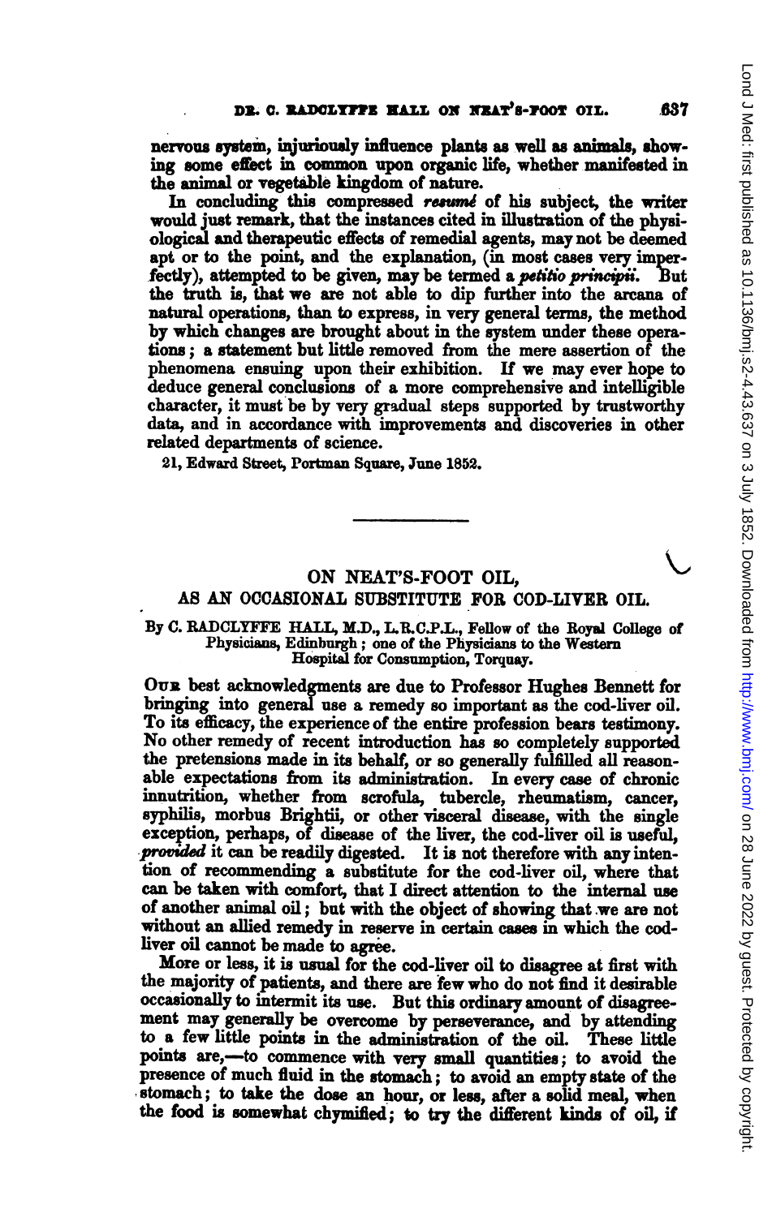nervous system, injuriously influence plants as well as animals, showing some effect in common upon organic life, whether manifested in the animal or vegetable kingdom of nature.

In concluding this compressed *resumé* of his subject, the writer would just remark, that the instances cited in illustration of the physiological and therapeutic effects of remedial agents, may not be deemed apt or to the point, and the explanation, (in most cases very imperfectly), attempted to be given, may be termed a *petitio principii*. But the truth is, that we are not able to dip further into the arcana of natural operations, than to express, in very general terms, the method by which changes are brought about in the system under these operations; a statement but little removed from the mere assertion of the phenomena ensuing upon their exhibition. If we may ever hope to deduce general conclusions of a more comprehensive and intelligible character, it must be by very gradual steps supported by trustworthy data, and in accordance with improvements and discoveries in other related departments of science.

21, Edward Street, Portman Square, June 1852.

---

# ON NEAT'S-FOOT OIL, AS AN OCCASIONAL SUBSTITUTE FOR COD-LIVER OIL.

By C. RADCLYFFE HALL, M.D., L.R.C.P.L., Fellow of the Royal College of Physicians, Edinburgh; one of the Physicians to the Western Hospital for Consumption, Torquay.

OUR best acknowledgments are due to Professor Hughes Bennett for bringing into general use a remedy so important as the cod-liver oil. To its efficacy, the experience of the entire profession bears testimony. No other remedy of recent introduction has so completely supported the pretensions made in its behalf, or so generally fulfilled all reasonable expectations from its administration. In every case of chronic innutrition, whether from scrofula, tubercle, rheumatism, cancer, syphilis, morbus Brightii, or other visceral disease, with the single exception, perhaps, of disease of the liver, the cod-liver oil is useful, *provided* it can be readily digested. It is not therefore with any intention of recommending a substitute for the cod-liver oil, where that can be taken with comfort, that I direct attention to the internal use of another animal oil; but with the object of showing that we are not without an allied remedy in reserve in certain cases in which the cod-liver oil cannot be made to agree.

More or less, it is usual for the cod-liver oil to disagree at first with the majority of patients, and there are few who do not find it desirable occasionally to intermit its use. But this ordinary amount of disagreement may generally be overcome by perseverance, and by attending to a few little points in the administration of the oil. These little points are,—to commence with very small quantities; to avoid the presence of much fluid in the stomach; to avoid an empty state of the stomach; to take the dose an hour, or less, after a solid meal, when the food is somewhat chymified; to try the different kinds of oil, if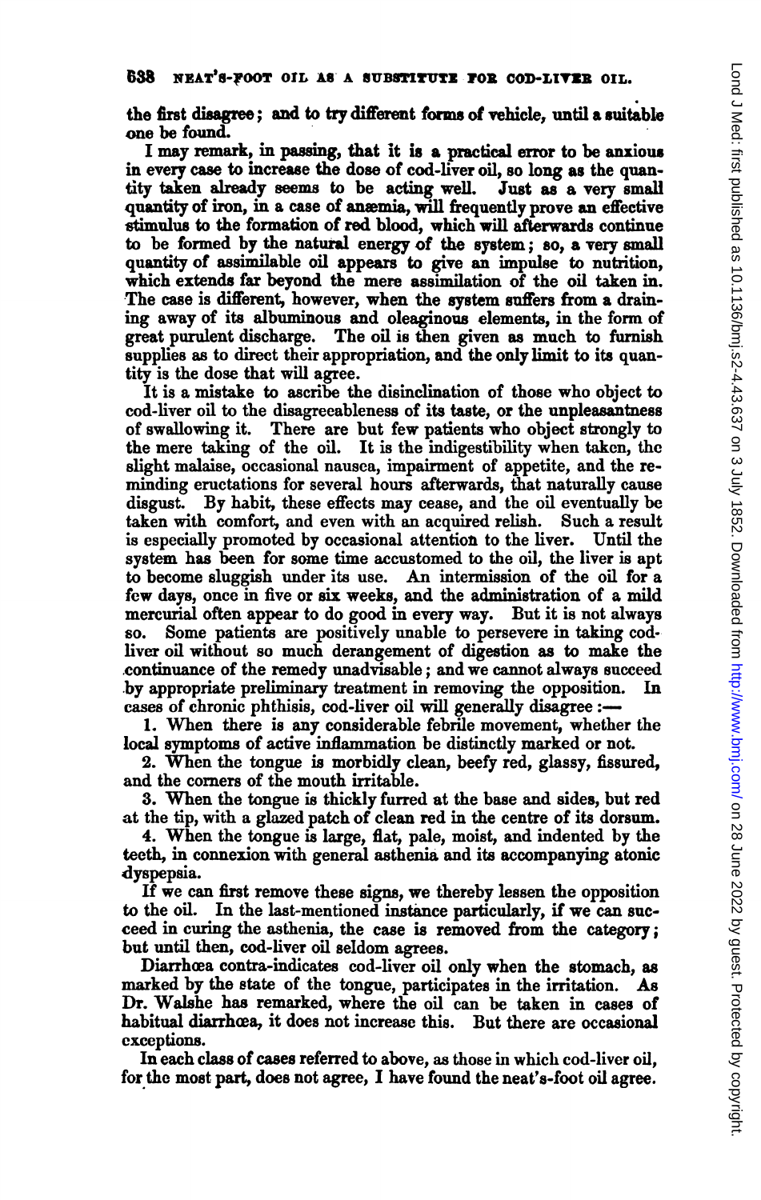the first disagree; and to try different forms of vehicle, until a suitable one be found.

I may remark, in passing, that it is a practical error to be anxious in every case to increase the dose of cod-liver oil, so long as the quantity taken already seems to be acting well. Just as a very small quantity of iron, in a case of anæmia, will frequently prove an effective stimulus to the formation of red blood, which will afterwards continue to be formed by the natural energy of the system; so, a very small quantity of assimilable oil appears to give an impulse to nutrition, which extends far beyond the mere assimilation of the oil taken in. The case is different, however, when the system suffers from a draining away of its albuminous and oleaginous elements, in the form of great purulent discharge. The oil is then given as much to furnish supplies as to direct their appropriation, and the only limit to its quantity is the dose that will agree.

It is a mistake to ascribe the disinclination of those who object to cod-liver oil to the disagreeableness of its taste, or the unpleasantness of swallowing it. There are but few patients who object strongly to the mere taking of the oil. It is the indigestibility when taken, the slight malaise, occasional nausea, impairment of appetite, and the reminding eructations for several hours afterwards, that naturally cause disgust. By habit, these effects may cease, and the oil eventually be taken with comfort, and even with an acquired relish. Such a result is especially promoted by occasional attention to the liver. Until the system has been for some time accustomed to the oil, the liver is apt to become sluggish under its use. An intermission of the oil for a few days, once in five or six weeks, and the administration of a mild mercurial often appear to do good in every way. But it is not always so. Some patients are positively unable to persevere in taking cod-liver oil without so much derangement of digestion as to make the continuance of the remedy unadvisable; and we cannot always succeed by appropriate preliminary treatment in removing the opposition. In cases of chronic phthisis, cod-liver oil will generally disagree:—

1. When there is any considerable febrile movement, whether the local symptoms of active inflammation be distinctly marked or not.

2. When the tongue is morbidly clean, beefy red, glassy, fissured, and the corners of the mouth irritable.

3. When the tongue is thickly furred at the base and sides, but red at the tip, with a glazed patch of clean red in the centre of its dorsum.

4. When the tongue is large, flat, pale, moist, and indented by the teeth, in connexion with general asthenia and its accompanying atonic dyspepsia.

If we can first remove these signs, we thereby lessen the opposition to the oil. In the last-mentioned instance particularly, if we can succeed in curing the asthenia, the case is removed from the category; but until then, cod-liver oil seldom agrees.

Diarrhœa contra-indicates cod-liver oil only when the stomach, as marked by the state of the tongue, participates in the irritation. As Dr. Walshe has remarked, where the oil can be taken in cases of habitual diarrhœa, it does not increase this. But there are occasional exceptions.

In each class of cases referred to above, as those in which cod-liver oil, for the most part, does not agree, I have found the neat's-foot oil agree.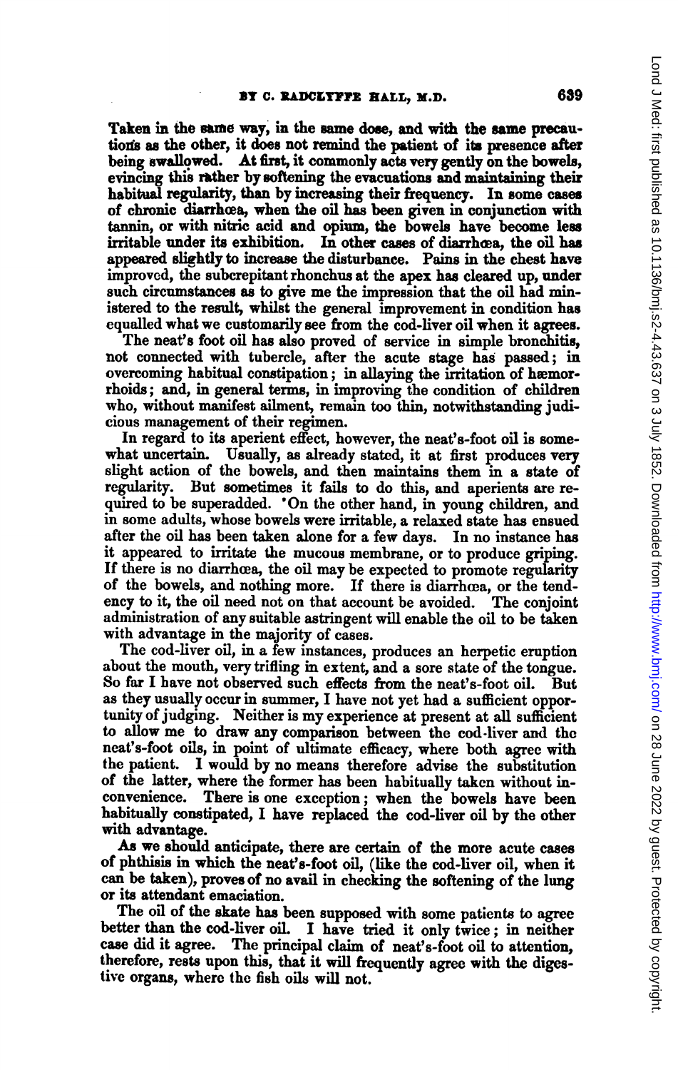Taken in the same way, in the same dose, and with the same precautions as the other, it does not remind the patient of its presence after being swallowed. At first, it commonly acts very gently on the bowels, evincing this rather by softening the evacuations and maintaining their habitual regularity, than by increasing their frequency. In some cases of chronic diarrhœa, when the oil has been given in conjunction with tannin, or with nitric acid and opium, the bowels have become less irritable under its exhibition. In other cases of diarrhœa, the oil has appeared slightly to increase the disturbance. Pains in the chest have improved, the subcrepitant rhonchus at the apex has cleared up, under such circumstances as to give me the impression that the oil had ministered to the result, whilst the general improvement in condition has equalled what we customarily see from the cod-liver oil when it agrees.

The neat's foot oil has also proved of service in simple bronchitis, not connected with tubercle, after the acute stage has passed; in overcoming habitual constipation; in allaying the irritation of hæmorrhoids; and, in general terms, in improving the condition of children who, without manifest ailment, remain too thin, notwithstanding judicious management of their regimen.

In regard to its aperient effect, however, the neat's-foot oil is somewhat uncertain. Usually, as already stated, it at first produces very slight action of the bowels, and then maintains them in a state of regularity. But sometimes it fails to do this, and aperients are required to be superadded. On the other hand, in young children, and in some adults, whose bowels were irritable, a relaxed state has ensued after the oil has been taken alone for a few days. In no instance has it appeared to irritate the mucous membrane, or to produce griping. If there is no diarrhœa, the oil may be expected to promote regularity of the bowels, and nothing more. If there is diarrhœa, or the tendency to it, the oil need not on that account be avoided. The conjoint administration of any suitable astringent will enable the oil to be taken with advantage in the majority of cases.

The cod-liver oil, in a few instances, produces an herpetic eruption about the mouth, very trifling in extent, and a sore state of the tongue. So far I have not observed such effects from the neat's-foot oil. But as they usually occur in summer, I have not yet had a sufficient opportunity of judging. Neither is my experience at present at all sufficient to allow me to draw any comparison between the cod-liver and the neat's-foot oils, in point of ultimate efficacy, where both agree with the patient. I would by no means therefore advise the substitution of the latter, where the former has been habitually taken without inconvenience. There is one exception; when the bowels have been habitually constipated, I have replaced the cod-liver oil by the other with advantage.

As we should anticipate, there are certain of the more acute cases of phthisis in which the neat's-foot oil, (like the cod-liver oil, when it can be taken), proves of no avail in checking the softening of the lung or its attendant emaciation.

The oil of the skate has been supposed with some patients to agree better than the cod-liver oil. I have tried it only twice; in neither case did it agree. The principal claim of neat's-foot oil to attention, therefore, rests upon this, that it will frequently agree with the digestive organs, where the fish oils will not.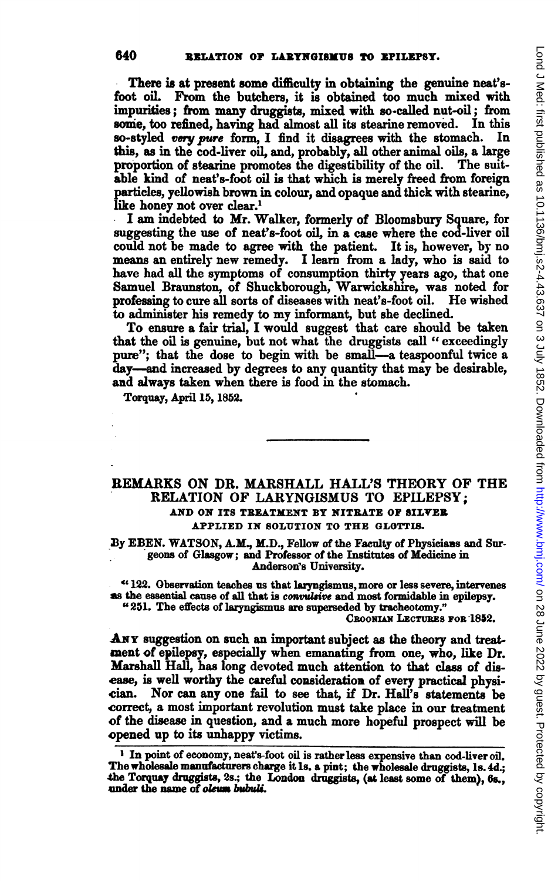There is at present some difficulty in obtaining the genuine neat's-foot oil. From the butchers, it is obtained too much mixed with impurities; from many druggists, mixed with so-called nut-oil; from some, too refined, having had almost all its stearine removed. In this so-styled *very pure* form, I find it disagrees with the stomach. In this, as in the cod-liver oil, and, probably, all other animal oils, a large proportion of stearine promotes the digestibility of the oil. The suitable kind of neat's-foot oil is that which is merely freed from foreign particles, yellowish brown in colour, and opaque and thick with stearine, like honey not over clear.[1]

I am indebted to Mr. Walker, formerly of Bloomsbury Square, for suggesting the use of neat's-foot oil, in a case where the cod-liver oil could not be made to agree with the patient. It is, however, by no means an entirely new remedy. I learn from a lady, who is said to have had all the symptoms of consumption thirty years ago, that one Samuel Braunston, of Shuckborough, Warwickshire, was noted for professing to cure all sorts of diseases with neat's-foot oil. He wished to administer his remedy to my informant, but she declined.

To ensure a fair trial, I would suggest that care should be taken that the oil is genuine, but not what the druggists call "exceedingly pure"; that the dose to begin with be small—a teaspoonful twice a day—and increased by degrees to any quantity that may be desirable, and always taken when there is food in the stomach.

Torquay, April 15, 1852.

---

## REMARKS ON DR. MARSHALL HALL'S THEORY OF THE RELATION OF LARYNGISMUS TO EPILEPSY;

### AND ON ITS TREATMENT BY NITRATE OF SILVER APPLIED IN SOLUTION TO THE GLOTTIS.

By EBEN. WATSON, A.M., M.D., Fellow of the Faculty of Physicians and Surgeons of Glasgow; and Professor of the Institutes of Medicine in Anderson's University.

> "122. Observation teaches us that laryngismus, more or less severe, intervenes as the essential cause of all that is *convulsive* and most formidable in epilepsy.
>
> "251. The effects of laryngismus are superseded by tracheotomy."
>
> CROONIAN LECTURES FOR 1852.

ANY suggestion on such an important subject as the theory and treatment of epilepsy, especially when emanating from one, who, like Dr. Marshall Hall, has long devoted much attention to that class of disease, is well worthy the careful consideration of every practical physician. Nor can any one fail to see that, if Dr. Hall's statements be correct, a most important revolution must take place in our treatment of the disease in question, and a much more hopeful prospect will be opened up to its unhappy victims.

---

[1] In point of economy, neat's-foot oil is rather less expensive than cod-liver oil. The wholesale manufacturers charge it 1s. a pint; the wholesale druggists, 1s. 4d.; the Torquay druggists, 2s.; the London druggists, (at least some of them), 6s., under the name of *oleum bubuli*.